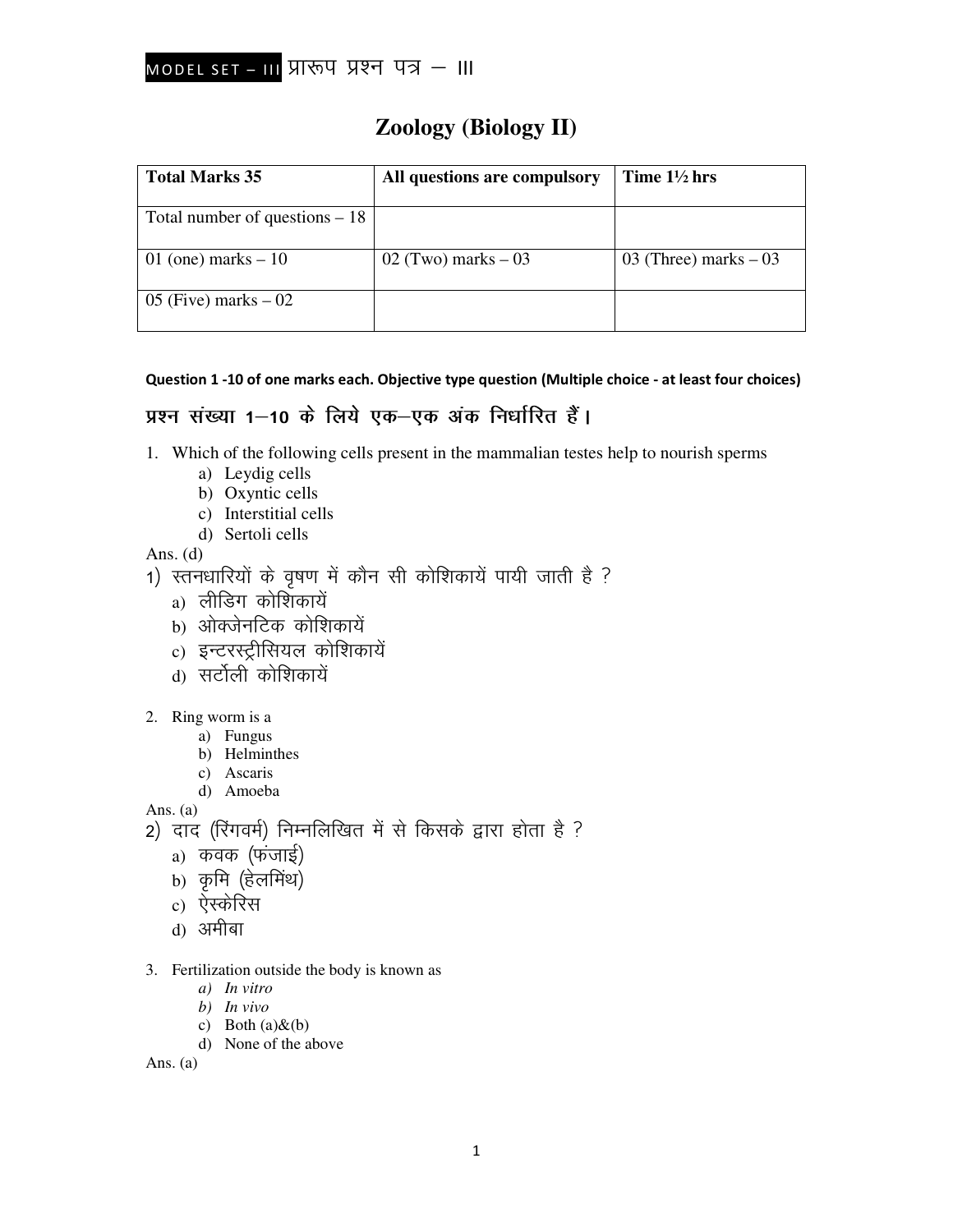MODEL SET – III प्रारूप प्रश्न पत्र – III

# Zoology (Biology II)

| Total Marks 35 | All questions are compulsory | Time 1½ hrs |
|---|---|---|
| Total number of questions – 18 | | |
| 01 (one) marks – 10 | 02 (Two) marks – 03 | 03 (Three) marks – 03 |
| 05 (Five) marks – 02 | | |

**Question 1 -10 of one marks each. Objective type question (Multiple choice - at least four choices)**

**प्रश्न संख्या 1–10 के लिये एक–एक अंक निर्धारित हैं।**

1. Which of the following cells present in the mammalian testes help to nourish sperms
   a) Leydig cells
   b) Oxyntic cells
   c) Interstitial cells
   d) Sertoli cells

Ans. (d)

1) स्तनधारियों के वृषण में कौन सी कोशिकायें पायी जाती है ?
   a) लीडिग कोशिकायें
   b) ओक्जेनटिक कोशिकायें
   c) इन्टरस्ट्रीसियल कोशिकायें
   d) सर्टोली कोशिकायें

2. Ring worm is a
   a) Fungus
   b) Helminthes
   c) Ascaris
   d) Amoeba

Ans. (a)

2) दाद (रिंगवर्म) निम्नलिखित में से किसके द्वारा होता है ?
   a) कवक (फंजाई)
   b) कृमि (हेलमिंथ)
   c) ऐस्केरिस
   d) अमीबा

3. Fertilization outside the body is known as
   a) *In vitro*
   b) *In vivo*
   c) Both (a)&(b)
   d) None of the above

Ans. (a)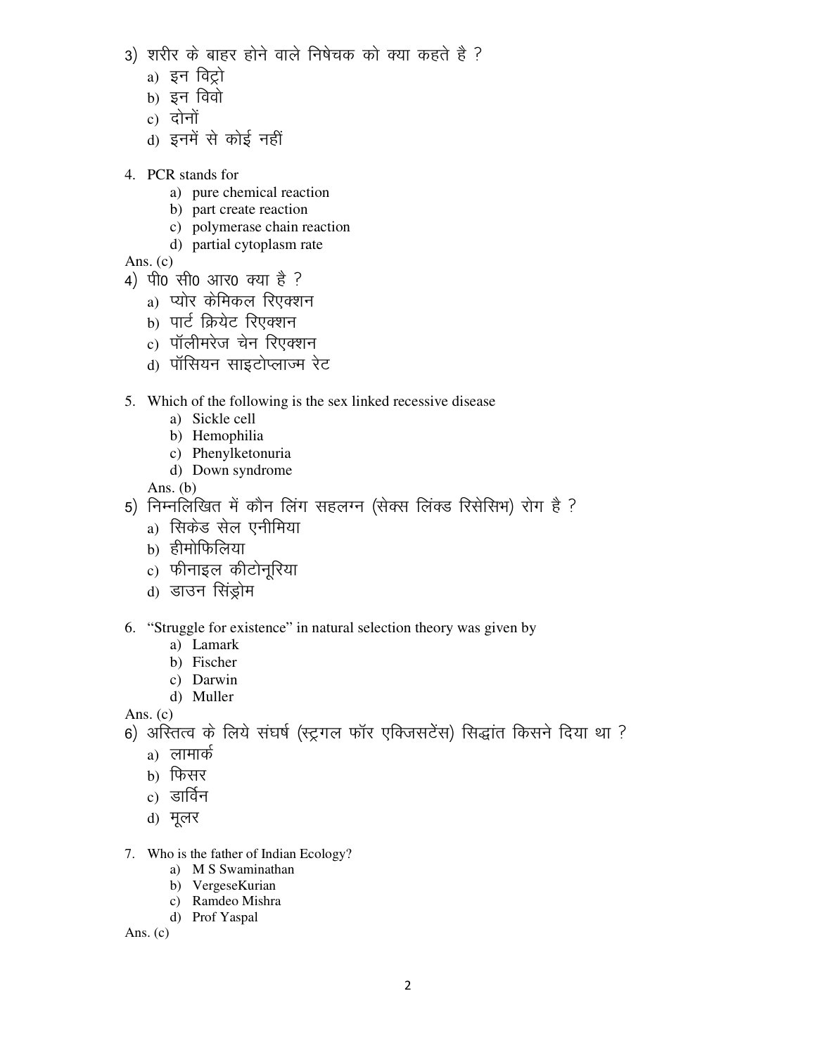3) शरीर के बाहर होने वाले निषेचक को क्या कहते है ?

   a) इन विट्रो
   b) इन विवो
   c) दोनों
   d) इनमें से कोई नहीं

4. PCR stands for

   a) pure chemical reaction
   b) part create reaction
   c) polymerase chain reaction
   d) partial cytoplasm rate

Ans. (c)

4) पी0 सी0 आर0 क्या है ?

   a) प्योर केमिकल रिएक्शन
   b) पार्ट क्रियेट रिएक्शन
   c) पॉलीमरेज चेन रिएक्शन
   d) पॉसियन साइटोप्लाज्म रेट

5. Which of the following is the sex linked recessive disease

   a) Sickle cell
   b) Hemophilia
   c) Phenylketonuria
   d) Down syndrome

   Ans. (b)

5) निम्नलिखित में कौन लिंग सहलग्न (सेक्स लिंक्ड रिसेसिभ) रोग है ?

   a) सिकेड सेल एनीमिया
   b) हीमोफिलिया
   c) फीनाइल कीटोनूरिया
   d) डाउन सिंड्रोम

6. "Struggle for existence" in natural selection theory was given by

   a) Lamark
   b) Fischer
   c) Darwin
   d) Muller

Ans. (c)

6) अस्तित्व के लिये संघर्ष (स्ट्रगल फॉर एक्जिसटेंस) सिद्धांत किसने दिया था ?

   a) लामार्क
   b) फिसर
   c) डार्विन
   d) मूलर

7. Who is the father of Indian Ecology?

   a) M S Swaminathan
   b) VergeseKurian
   c) Ramdeo Mishra
   d) Prof Yaspal

Ans. (c)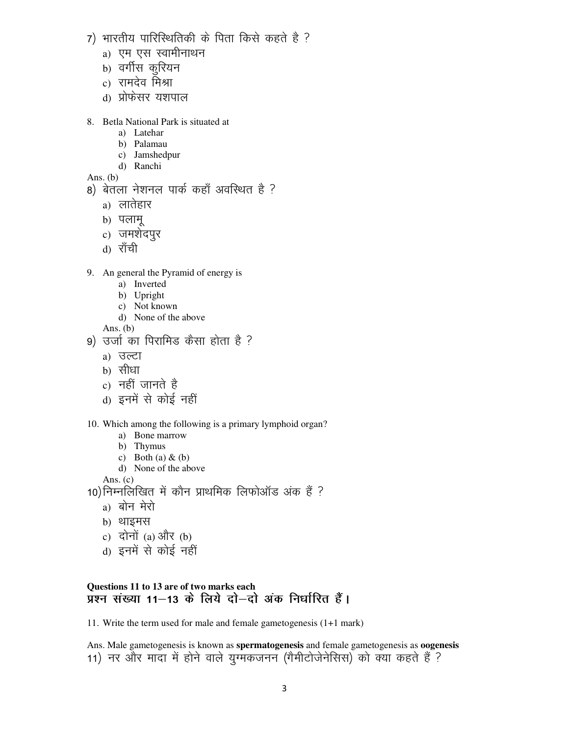7) भारतीय पारिस्थितिकी के पिता किसे कहते है ?

a) एम एस स्वामीनाथन
b) वर्गीस कुरियन
c) रामदेव मिश्रा
d) प्रोफेसर यशपाल

8. Betla National Park is situated at

a) Latehar
b) Palamau
c) Jamshedpur
d) Ranchi

Ans. (b)

8) बेतला नेशनल पार्क कहाँ अवस्थित है ?

a) लातेहार
b) पलामू
c) जमशेदपुर
d) राँची

9. An general the Pyramid of energy is

a) Inverted
b) Upright
c) Not known
d) None of the above

Ans. (b)

9) उर्जा का पिरामिड कैसा होता है ?

a) उल्टा
b) सीधा
c) नहीं जानते है
d) इनमें से कोई नहीं

10. Which among the following is a primary lymphoid organ?

a) Bone marrow
b) Thymus
c) Both (a) & (b)
d) None of the above

Ans. (c)

10) निम्नलिखित में कौन प्राथमिक लिफोऑड अंक हैं ?

a) बोन मेरो
b) थाइमस
c) दोनों (a) और (b)
d) इनमें से कोई नहीं

**Questions 11 to 13 are of two marks each**
**प्रश्न संख्या 11–13 के लिये दो–दो अंक निर्धारित हैं।**

11. Write the term used for male and female gametogenesis (1+1 mark)

Ans. Male gametogenesis is known as **spermatogenesis** and female gametogenesis as **oogenesis**

11) नर और मादा में होने वाले युग्मकजनन (गैमीटोजेनेसिस) को क्या कहते हैं ?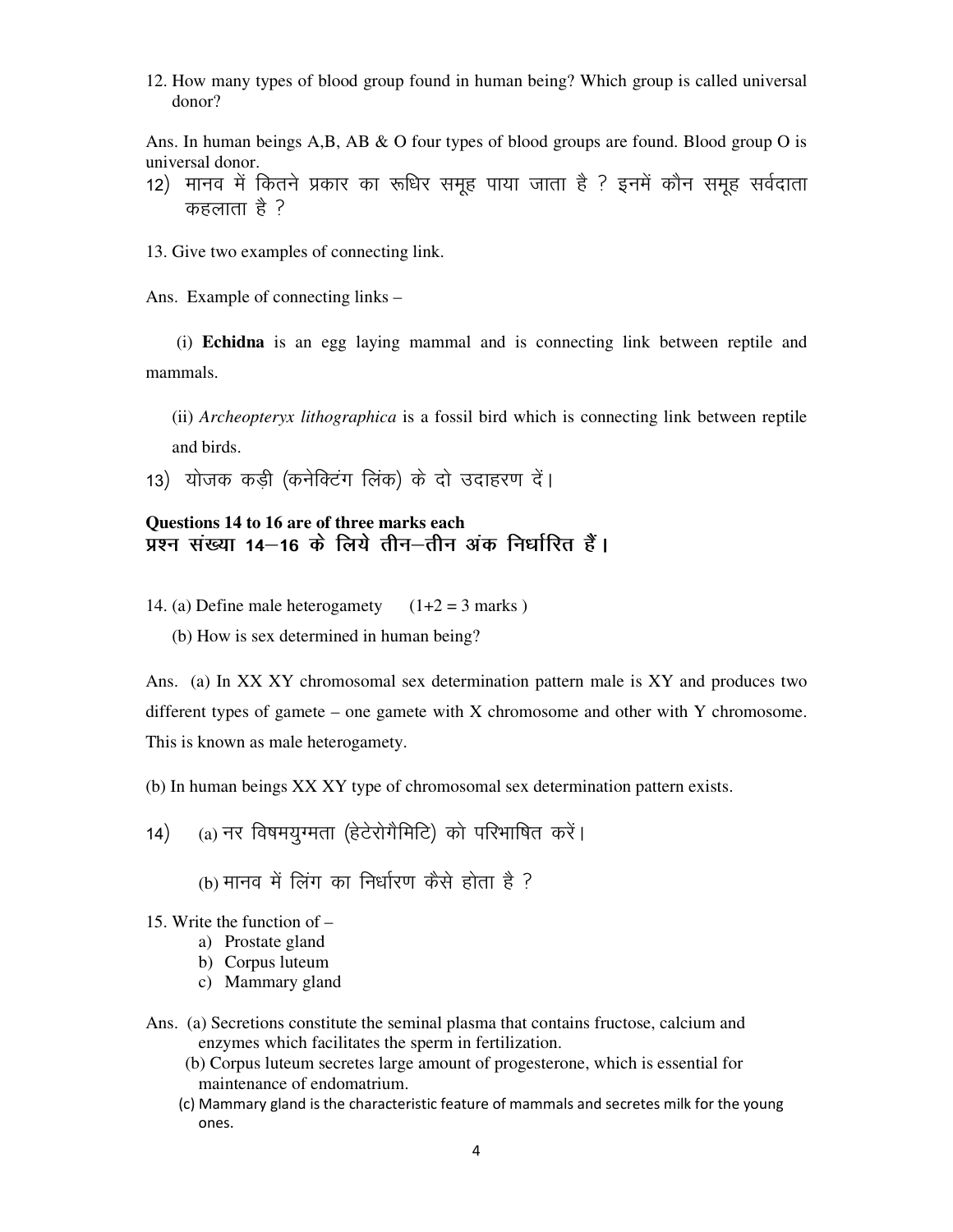12. How many types of blood group found in human being? Which group is called universal donor?

Ans. In human beings A,B, AB & O four types of blood groups are found. Blood group O is universal donor.

12) मानव में कितने प्रकार का रूधिर समूह पाया जाता है ? इनमें कौन समूह सर्वदाता कहलाता है ?

13. Give two examples of connecting link.

Ans. Example of connecting links –

(i) **Echidna** is an egg laying mammal and is connecting link between reptile and mammals.

(ii) *Archeopteryx lithographica* is a fossil bird which is connecting link between reptile and birds.

13) योजक कड़ी (कनेक्टिंग लिंक) के दो उदाहरण दें।

**Questions 14 to 16 are of three marks each**
**प्रश्न संख्या 14–16 के लिये तीन–तीन अंक निर्धारित हैं।**

14. (a) Define male heterogamety (1+2 = 3 marks )

(b) How is sex determined in human being?

Ans. (a) In XX XY chromosomal sex determination pattern male is XY and produces two different types of gamete – one gamete with X chromosome and other with Y chromosome. This is known as male heterogamety.

(b) In human beings XX XY type of chromosomal sex determination pattern exists.

14) (a) नर विषमयुग्मता (हेटेरोगैमिटि) को परिभाषित करें।

(b) मानव में लिंग का निर्धारण कैसे होता है ?

15. Write the function of –
   a) Prostate gland
   b) Corpus luteum
   c) Mammary gland

Ans. (a) Secretions constitute the seminal plasma that contains fructose, calcium and enzymes which facilitates the sperm in fertilization.

(b) Corpus luteum secretes large amount of progesterone, which is essential for maintenance of endomatrium.

(c) Mammary gland is the characteristic feature of mammals and secretes milk for the young ones.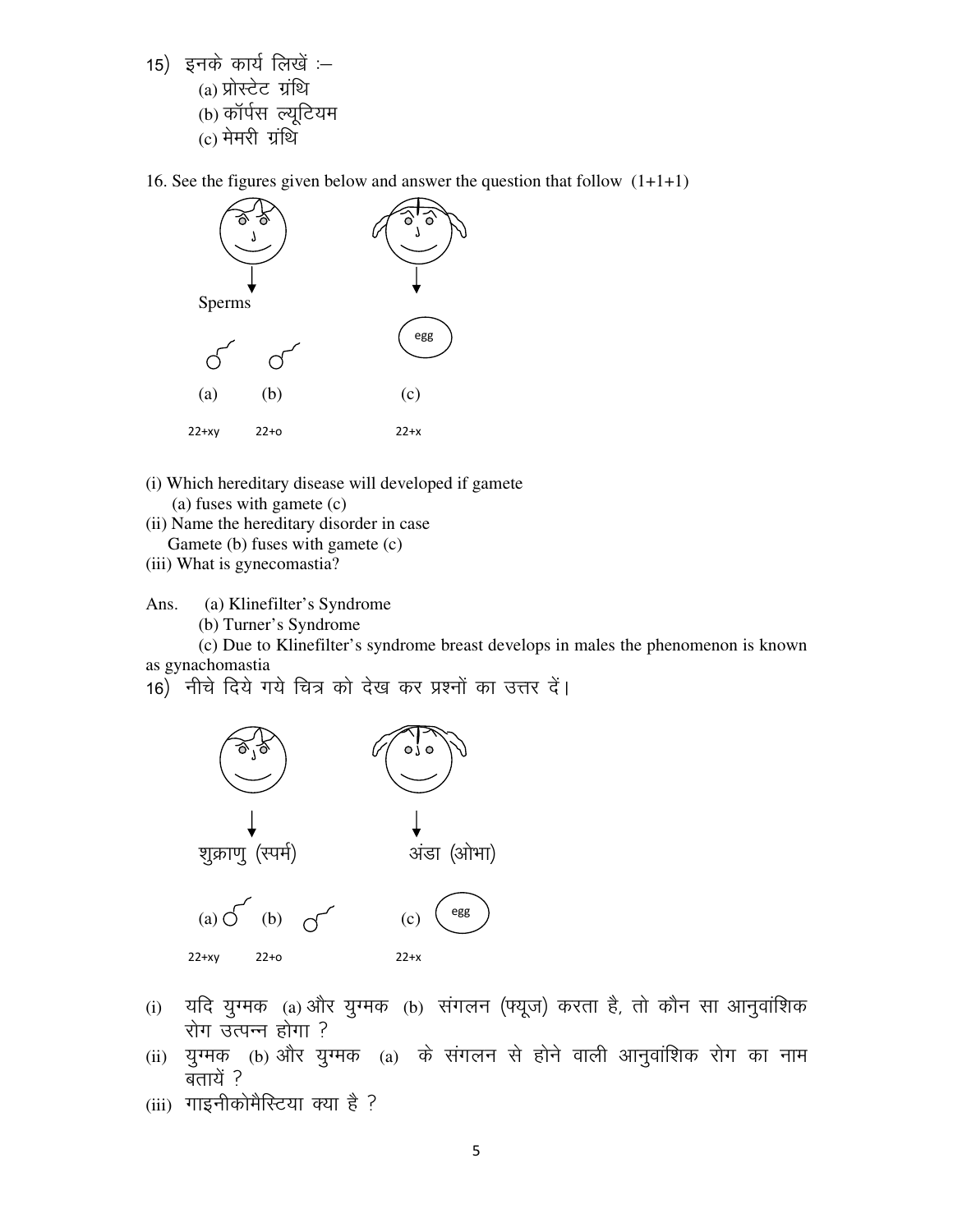15) इनके कार्य लिखें :–

(a) प्रोस्टेट ग्रंथि

(b) कॉर्पस ल्यूटियम

(c) मेमरी ग्रंथि

16. See the figures given below and answer the question that follow (1+1+1)

Sperms

(a) (b) (c) egg

22+xy 22+o 22+x

(i) Which hereditary disease will developed if gamete
 (a) fuses with gamete (c)

(ii) Name the hereditary disorder in case
 Gamete (b) fuses with gamete (c)

(iii) What is gynecomastia?

Ans. (a) Klinefilter's Syndrome

(b) Turner's Syndrome

(c) Due to Klinefilter's syndrome breast develops in males the phenomenon is known as gynachomastia

16) नीचे दिये गये चित्र को देख कर प्रश्नों का उत्तर दें।

शुक्राणु (स्पर्म) अंडा (ओभा)

(a) (b) (c) egg

22+xy 22+o 22+x

(i) यदि युग्मक (a) और युग्मक (b) संगलन (फ्यूज) करता है, तो कौन सा आनुवांशिक रोग उत्पन्न होगा ?

(ii) युग्मक (b) और युग्मक (a) के संगलन से होने वाली आनुवांशिक रोग का नाम बतायें ?

(iii) गाइनीकोमैस्टिया क्या है ?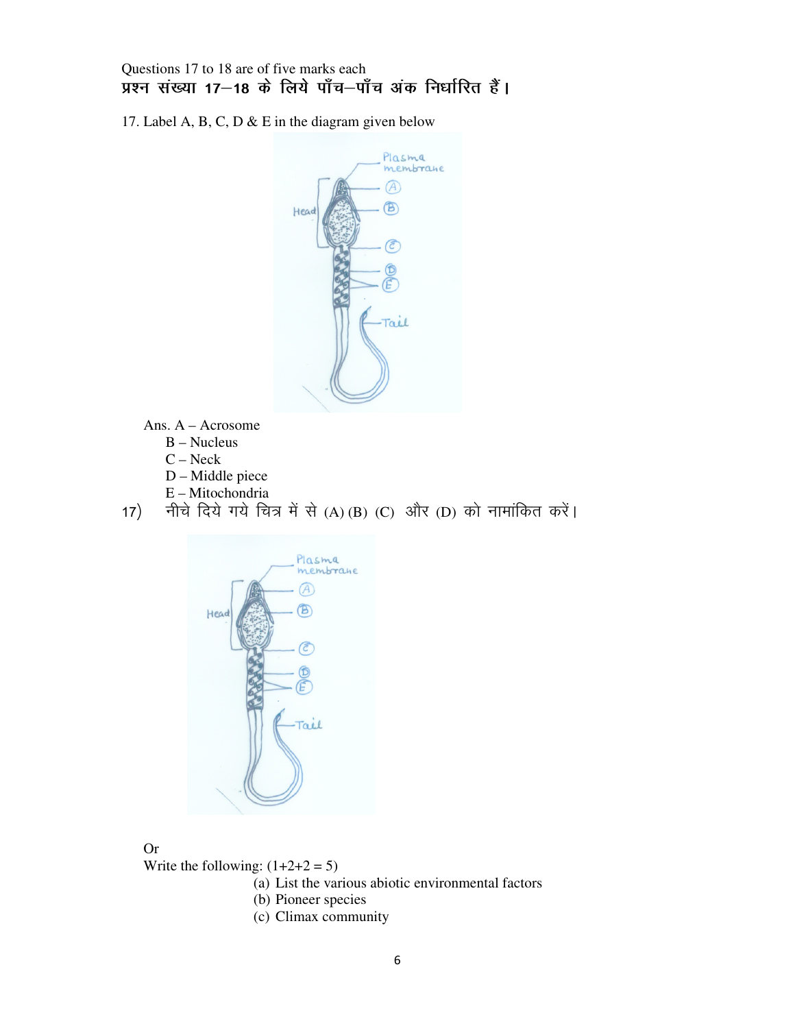Questions 17 to 18 are of five marks each

**प्रश्न संख्या 17–18 के लिये पाँच–पाँच अंक निर्धारित हैं।**

17. Label A, B, C, D & E in the diagram given below

Ans. A – Acrosome
B – Nucleus
C – Neck
D – Middle piece
E – Mitochondria

17) नीचे दिये गये चित्र में से (A) (B) (C) और (D) को नामांकित करें।

Or

Write the following: (1+2+2 = 5)

(a) List the various abiotic environmental factors
(b) Pioneer species
(c) Climax community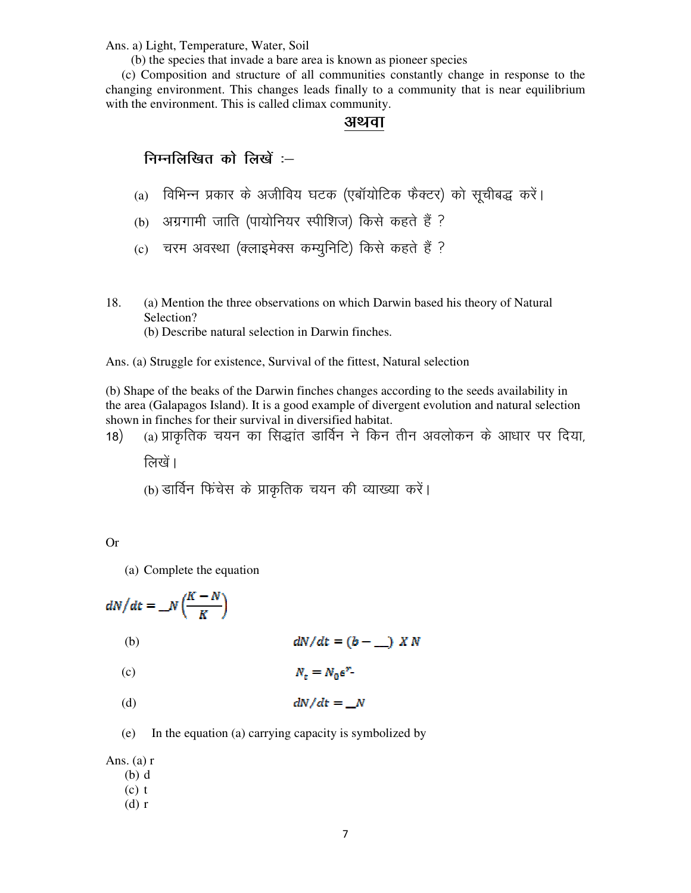Ans. a) Light, Temperature, Water, Soil

(b) the species that invade a bare area is known as pioneer species

(c) Composition and structure of all communities constantly change in response to the changing environment. This changes leads finally to a community that is near equilibrium with the environment. This is called climax community.

## अथवा

निम्नलिखित को लिखें :–

(a) विभिन्न प्रकार के अजीविय घटक (एबॉयोटिक फैक्टर) को सूचीबद्ध करें।

(b) अग्रगामी जाति (पायोनियर स्पीशिज) किसे कहते हैं ?

(c) चरम अवस्था (क्लाइमेक्स कम्युनिटि) किसे कहते हैं ?

18. (a) Mention the three observations on which Darwin based his theory of Natural Selection?
(b) Describe natural selection in Darwin finches.

Ans. (a) Struggle for existence, Survival of the fittest, Natural selection

(b) Shape of the beaks of the Darwin finches changes according to the seeds availability in the area (Galapagos Island). It is a good example of divergent evolution and natural selection shown in finches for their survival in diversified habitat.

18) (a) प्राकृतिक चयन का सिद्धांत डार्विन ने किन तीन अवलोकन के आधार पर दिया, लिखें।

(b) डार्विन फिंचेस के प्राकृतिक चयन की व्याख्या करें।

Or

(a) Complete the equation

$$dN/dt = \_N\left(\frac{K-N}{K}\right)$$

(b) $dN/dt = (b - \_\_)\ X\ N$

(c) $N_t = N_0 e^{r\text{-}}$

(d) $dN/dt = \_N$

(e) In the equation (a) carrying capacity is symbolized by

Ans. (a) r
(b) d
(c) t
(d) r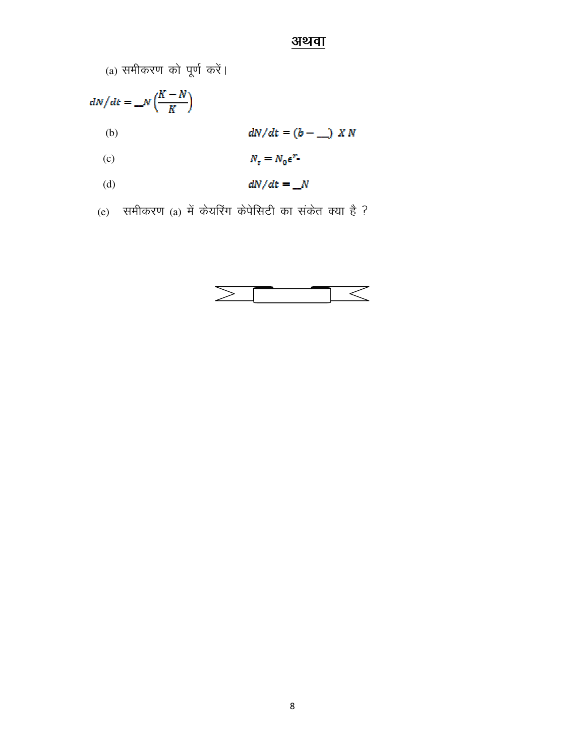## अथवा

(a) समीकरण को पूर्ण करें।

$$dN/dt = \_\_N\left(\frac{K-N}{K}\right)$$

(b) $dN/dt = (b - \_\_)\ X\ N$

(c) $N_t = N_0 e^{r\text{-}}$

(d) $dN/dt = \_\_N$

(e) समीकरण (a) में केयरिंग केपेसिटी का संकेत क्या है ?